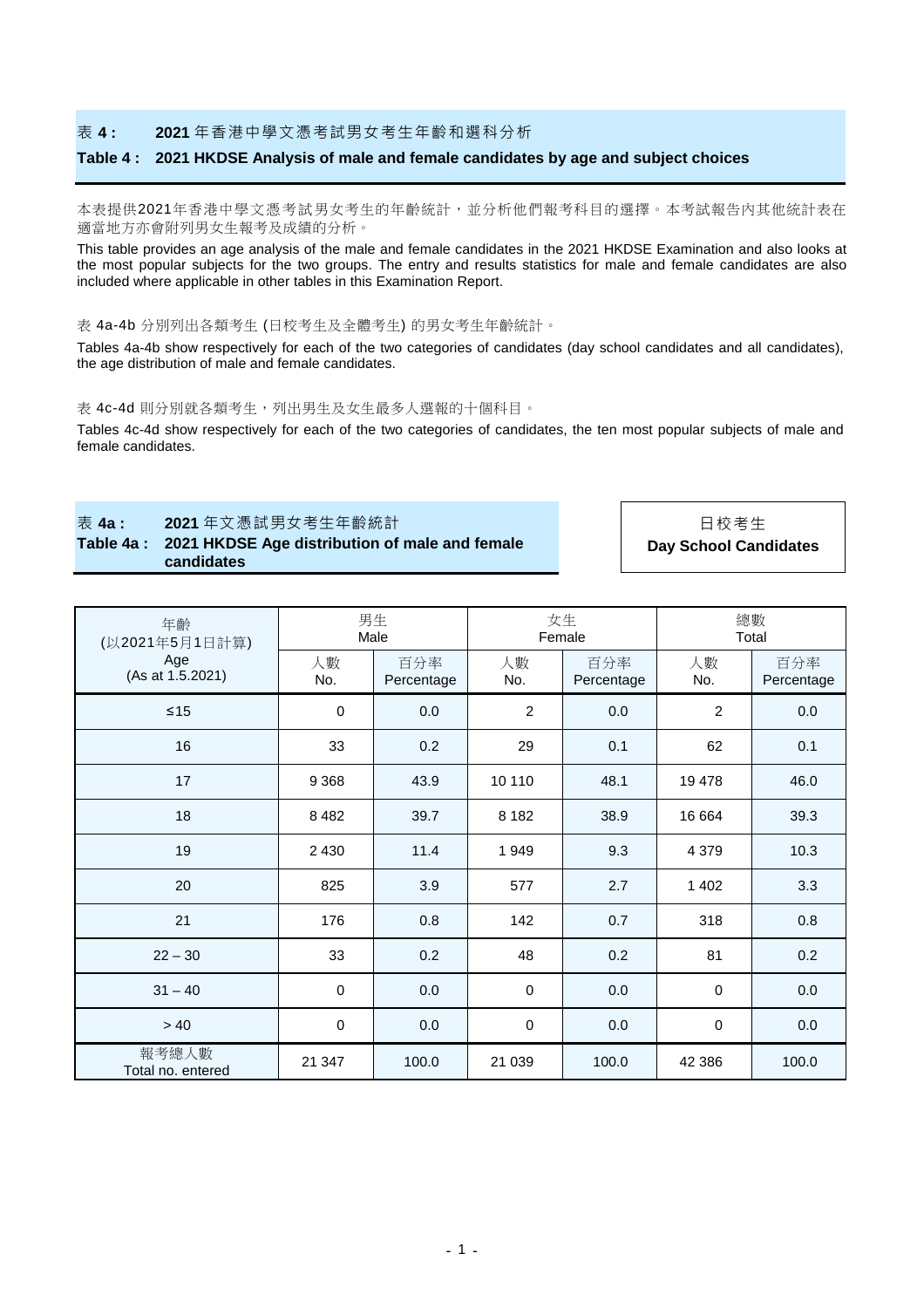## 表 **4 :** **2021** 年香港中學文憑考試男女考生年齡和選科分析

## Table 4 : 2021 HKDSE Analysis of male and female candidates by age and subject choices

本表提供2021年香港中學文憑考試男女考生的年齡統計，並分析他們報考科目的選擇。本考試報告內其他統計表在適當地方亦會附列男女生報考及成績的分析。

This table provides an age analysis of the male and female candidates in the 2021 HKDSE Examination and also looks at the most popular subjects for the two groups. The entry and results statistics for male and female candidates are also included where applicable in other tables in this Examination Report.

表 4a-4b 分別列出各類考生 (日校考生及全體考生) 的男女考生年齡統計。

Tables 4a-4b show respectively for each of the two categories of candidates (day school candidates and all candidates), the age distribution of male and female candidates.

表 4c-4d 則分別就各類考生，列出男生及女生最多人選報的十個科目。

Tables 4c-4d show respectively for each of the two categories of candidates, the ten most popular subjects of male and female candidates.

### 表 **4a :** **2021** 年文憑試男女考生年齡統計
### Table 4a : 2021 HKDSE Age distribution of male and female candidates

日校考生
**Day School Candidates**

| 年齡 (以2021年5月1日計算) Age (As at 1.5.2021) | 男生 Male | | 女生 Female | | 總數 Total | |
|---|---|---|---|---|---|---|
| | 人數 No. | 百分率 Percentage | 人數 No. | 百分率 Percentage | 人數 No. | 百分率 Percentage |
| ≤15 | 0 | 0.0 | 2 | 0.0 | 2 | 0.0 |
| 16 | 33 | 0.2 | 29 | 0.1 | 62 | 0.1 |
| 17 | 9 368 | 43.9 | 10 110 | 48.1 | 19 478 | 46.0 |
| 18 | 8 482 | 39.7 | 8 182 | 38.9 | 16 664 | 39.3 |
| 19 | 2 430 | 11.4 | 1 949 | 9.3 | 4 379 | 10.3 |
| 20 | 825 | 3.9 | 577 | 2.7 | 1 402 | 3.3 |
| 21 | 176 | 0.8 | 142 | 0.7 | 318 | 0.8 |
| 22 – 30 | 33 | 0.2 | 48 | 0.2 | 81 | 0.2 |
| 31 – 40 | 0 | 0.0 | 0 | 0.0 | 0 | 0.0 |
| > 40 | 0 | 0.0 | 0 | 0.0 | 0 | 0.0 |
| 報考總人數 Total no. entered | 21 347 | 100.0 | 21 039 | 100.0 | 42 386 | 100.0 |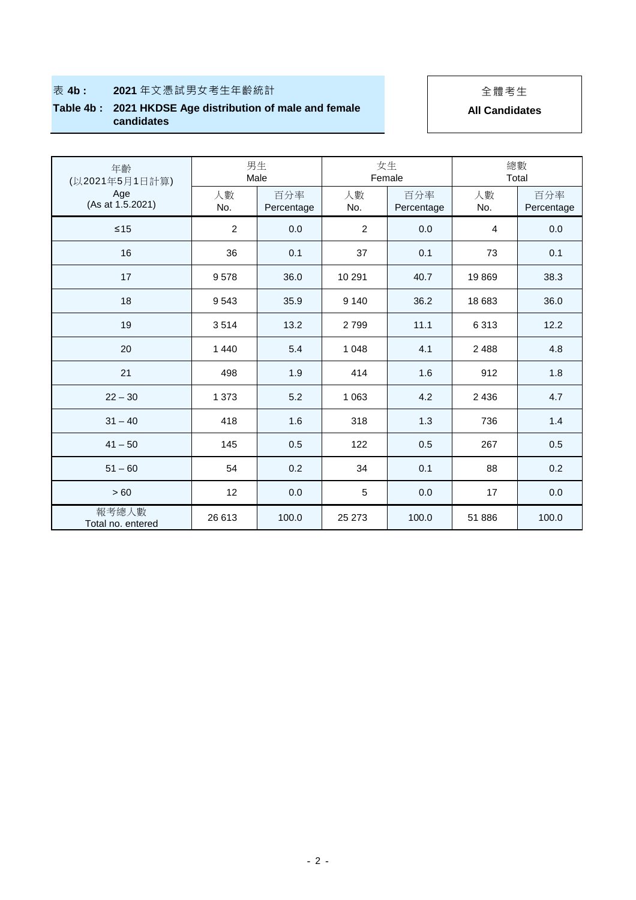表 **4b :** **2021** 年文憑試男女考生年齡統計

**Table 4b : 2021 HKDSE Age distribution of male and female candidates**

全體考生

**All Candidates**

| 年齡 (以2021年5月1日計算) Age (As at 1.5.2021) | 男生 Male | | 女生 Female | | 總數 Total | |
|---|---|---|---|---|---|---|
| | 人數 No. | 百分率 Percentage | 人數 No. | 百分率 Percentage | 人數 No. | 百分率 Percentage |
| ≤15 | 2 | 0.0 | 2 | 0.0 | 4 | 0.0 |
| 16 | 36 | 0.1 | 37 | 0.1 | 73 | 0.1 |
| 17 | 9 578 | 36.0 | 10 291 | 40.7 | 19 869 | 38.3 |
| 18 | 9 543 | 35.9 | 9 140 | 36.2 | 18 683 | 36.0 |
| 19 | 3 514 | 13.2 | 2 799 | 11.1 | 6 313 | 12.2 |
| 20 | 1 440 | 5.4 | 1 048 | 4.1 | 2 488 | 4.8 |
| 21 | 498 | 1.9 | 414 | 1.6 | 912 | 1.8 |
| 22 – 30 | 1 373 | 5.2 | 1 063 | 4.2 | 2 436 | 4.7 |
| 31 – 40 | 418 | 1.6 | 318 | 1.3 | 736 | 1.4 |
| 41 – 50 | 145 | 0.5 | 122 | 0.5 | 267 | 0.5 |
| 51 – 60 | 54 | 0.2 | 34 | 0.1 | 88 | 0.2 |
| > 60 | 12 | 0.0 | 5 | 0.0 | 17 | 0.0 |
| 報考總人數 Total no. entered | 26 613 | 100.0 | 25 273 | 100.0 | 51 886 | 100.0 |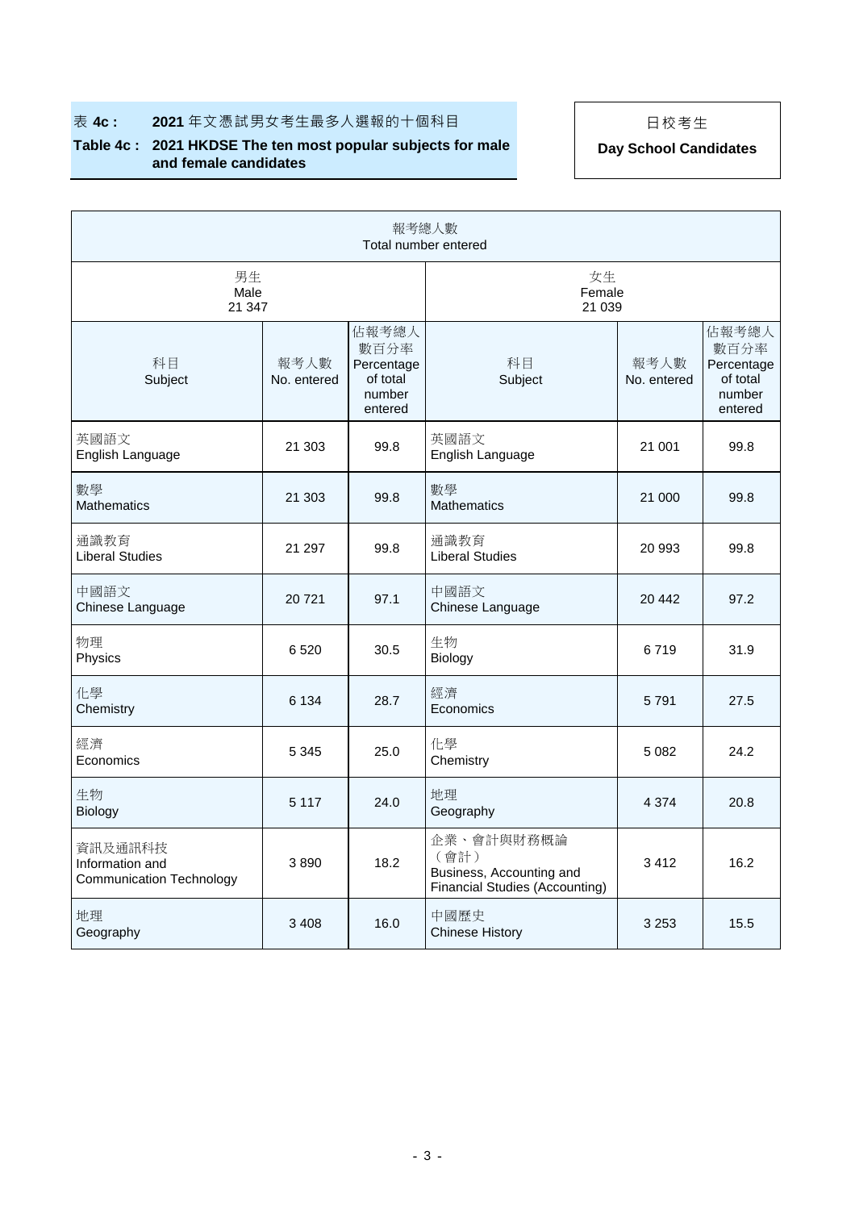## 表 4c： 2021 年文憑試男女考生最多人選報的十個科目

## Table 4c： 2021 HKDSE The ten most popular subjects for male and female candidates

日校考生

**Day School Candidates**

| 報考總人數 Total number entered | | | | | |
|---|---|---|---|---|---|
| 男生 Male 21 347 | | | 女生 Female 21 039 | | |
| 科目 Subject | 報考人數 No. entered | 佔報考總人數百分率 Percentage of total number entered | 科目 Subject | 報考人數 No. entered | 佔報考總人數百分率 Percentage of total number entered |
| 英國語文 English Language | 21 303 | 99.8 | 英國語文 English Language | 21 001 | 99.8 |
| 數學 Mathematics | 21 303 | 99.8 | 數學 Mathematics | 21 000 | 99.8 |
| 通識教育 Liberal Studies | 21 297 | 99.8 | 通識教育 Liberal Studies | 20 993 | 99.8 |
| 中國語文 Chinese Language | 20 721 | 97.1 | 中國語文 Chinese Language | 20 442 | 97.2 |
| 物理 Physics | 6 520 | 30.5 | 生物 Biology | 6 719 | 31.9 |
| 化學 Chemistry | 6 134 | 28.7 | 經濟 Economics | 5 791 | 27.5 |
| 經濟 Economics | 5 345 | 25.0 | 化學 Chemistry | 5 082 | 24.2 |
| 生物 Biology | 5 117 | 24.0 | 地理 Geography | 4 374 | 20.8 |
| 資訊及通訊科技 Information and Communication Technology | 3 890 | 18.2 | 企業、會計與財務概論（會計） Business, Accounting and Financial Studies (Accounting) | 3 412 | 16.2 |
| 地理 Geography | 3 408 | 16.0 | 中國歷史 Chinese History | 3 253 | 15.5 |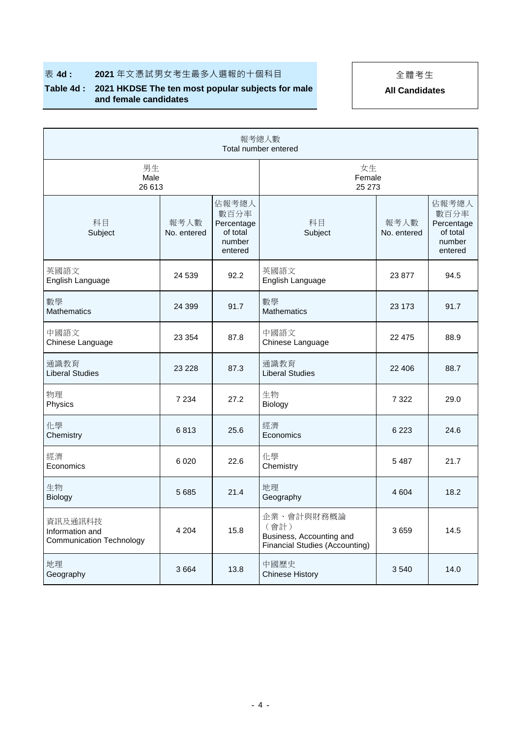**表 4d : 2021 年文憑試男女考生最多人選報的十個科目**

**Table 4d : 2021 HKDSE The ten most popular subjects for male and female candidates**

全體考生

**All Candidates**

| 報考總人數<br>Total number entered | | | | | |
|---|---|---|---|---|---|
| 男生<br>Male<br>26 613 | | | 女生<br>Female<br>25 273 | | |
| 科目<br>Subject | 報考人數<br>No. entered | 佔報考總人數百分率<br>Percentage of total number entered | 科目<br>Subject | 報考人數<br>No. entered | 佔報考總人數百分率<br>Percentage of total number entered |
| 英國語文<br>English Language | 24 539 | 92.2 | 英國語文<br>English Language | 23 877 | 94.5 |
| 數學<br>Mathematics | 24 399 | 91.7 | 數學<br>Mathematics | 23 173 | 91.7 |
| 中國語文<br>Chinese Language | 23 354 | 87.8 | 中國語文<br>Chinese Language | 22 475 | 88.9 |
| 通識教育<br>Liberal Studies | 23 228 | 87.3 | 通識教育<br>Liberal Studies | 22 406 | 88.7 |
| 物理<br>Physics | 7 234 | 27.2 | 生物<br>Biology | 7 322 | 29.0 |
| 化學<br>Chemistry | 6 813 | 25.6 | 經濟<br>Economics | 6 223 | 24.6 |
| 經濟<br>Economics | 6 020 | 22.6 | 化學<br>Chemistry | 5 487 | 21.7 |
| 生物<br>Biology | 5 685 | 21.4 | 地理<br>Geography | 4 604 | 18.2 |
| 資訊及通訊科技<br>Information and Communication Technology | 4 204 | 15.8 | 企業、會計與財務概論（會計）<br>Business, Accounting and Financial Studies (Accounting) | 3 659 | 14.5 |
| 地理<br>Geography | 3 664 | 13.8 | 中國歷史<br>Chinese History | 3 540 | 14.0 |